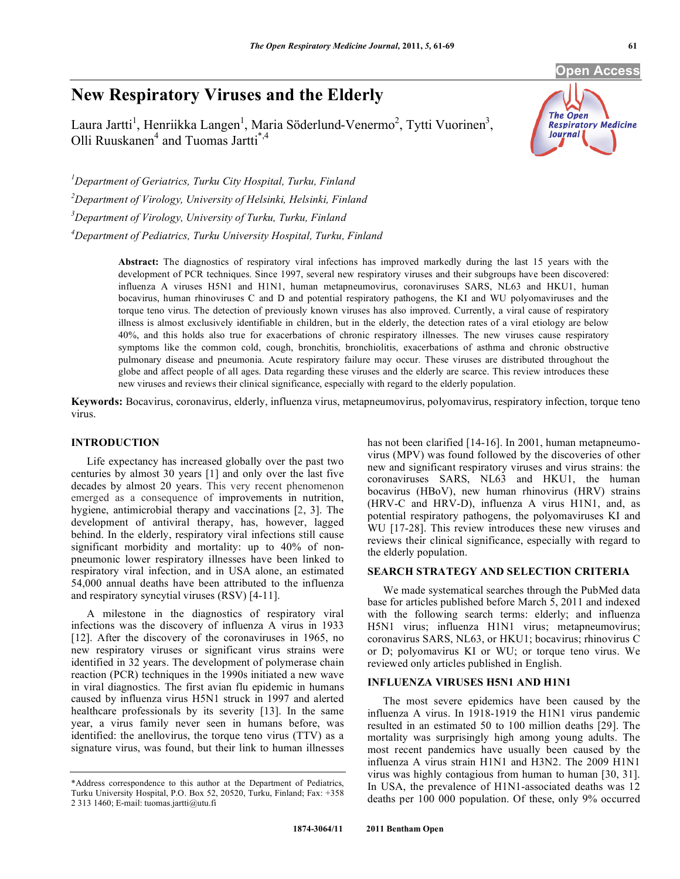# New Respiratory Viruses and the Elderly

Laura Jartti[1], Henriikka Langen[1], Maria Söderlund-Venermo[2], Tytti Vuorinen[3], Olli Ruuskanen[4] and Tuomas Jartti[*,4]

[1]*Department of Geriatrics, Turku City Hospital, Turku, Finland*

[2]*Department of Virology, University of Helsinki, Helsinki, Finland*

[3]*Department of Virology, University of Turku, Turku, Finland*

[4]*Department of Pediatrics, Turku University Hospital, Turku, Finland*

**Abstract:** The diagnostics of respiratory viral infections has improved markedly during the last 15 years with the development of PCR techniques. Since 1997, several new respiratory viruses and their subgroups have been discovered: influenza A viruses H5N1 and H1N1, human metapneumovirus, coronaviruses SARS, NL63 and HKU1, human bocavirus, human rhinoviruses C and D and potential respiratory pathogens, the KI and WU polyomaviruses and the torque teno virus. The detection of previously known viruses has also improved. Currently, a viral cause of respiratory illness is almost exclusively identifiable in children, but in the elderly, the detection rates of a viral etiology are below 40%, and this holds also true for exacerbations of chronic respiratory illnesses. The new viruses cause respiratory symptoms like the common cold, cough, bronchitis, bronchiolitis, exacerbations of asthma and chronic obstructive pulmonary disease and pneumonia. Acute respiratory failure may occur. These viruses are distributed throughout the globe and affect people of all ages. Data regarding these viruses and the elderly are scarce. This review introduces these new viruses and reviews their clinical significance, especially with regard to the elderly population.

**Keywords:** Bocavirus, coronavirus, elderly, influenza virus, metapneumovirus, polyomavirus, respiratory infection, torque teno virus.

## INTRODUCTION

Life expectancy has increased globally over the past two centuries by almost 30 years [1] and only over the last five decades by almost 20 years. This very recent phenomenon emerged as a consequence of improvements in nutrition, hygiene, antimicrobial therapy and vaccinations [2, 3]. The development of antiviral therapy, has, however, lagged behind. In the elderly, respiratory viral infections still cause significant morbidity and mortality: up to 40% of non-pneumonic lower respiratory illnesses have been linked to respiratory viral infection, and in USA alone, an estimated 54,000 annual deaths have been attributed to the influenza and respiratory syncytial viruses (RSV) [4-11].

A milestone in the diagnostics of respiratory viral infections was the discovery of influenza A virus in 1933 [12]. After the discovery of the coronaviruses in 1965, no new respiratory viruses or significant virus strains were identified in 32 years. The development of polymerase chain reaction (PCR) techniques in the 1990s initiated a new wave in viral diagnostics. The first avian flu epidemic in humans caused by influenza virus H5N1 struck in 1997 and alerted healthcare professionals by its severity [13]. In the same year, a virus family never seen in humans before, was identified: the anellovirus, the torque teno virus (TTV) as a signature virus, was found, but their link to human illnesses has not been clarified [14-16]. In 2001, human metapneumovirus (MPV) was found followed by the discoveries of other new and significant respiratory viruses and virus strains: the coronaviruses SARS, NL63 and HKU1, the human bocavirus (HBoV), new human rhinovirus (HRV) strains (HRV-C and HRV-D), influenza A virus H1N1, and, as potential respiratory pathogens, the polyomaviruses KI and WU [17-28]. This review introduces these new viruses and reviews their clinical significance, especially with regard to the elderly population.

## SEARCH STRATEGY AND SELECTION CRITERIA

We made systematical searches through the PubMed data base for articles published before March 5, 2011 and indexed with the following search terms: elderly; and influenza H5N1 virus; influenza H1N1 virus; metapneumovirus; coronavirus SARS, NL63, or HKU1; bocavirus; rhinovirus C or D; polyomavirus KI or WU; or torque teno virus. We reviewed only articles published in English.

## INFLUENZA VIRUSES H5N1 AND H1N1

The most severe epidemics have been caused by the influenza A virus. In 1918-1919 the H1N1 virus pandemic resulted in an estimated 50 to 100 million deaths [29]. The mortality was surprisingly high among young adults. The most recent pandemics have usually been caused by the influenza A virus strain H1N1 and H3N2. The 2009 H1N1 virus was highly contagious from human to human [30, 31]. In USA, the prevalence of H1N1-associated deaths was 12 deaths per 100 000 population. Of these, only 9% occurred

*Address correspondence to this author at the Department of Pediatrics, Turku University Hospital, P.O. Box 52, 20520, Turku, Finland; Fax: +358 2 313 1460; E-mail: tuomas.jartti@utu.fi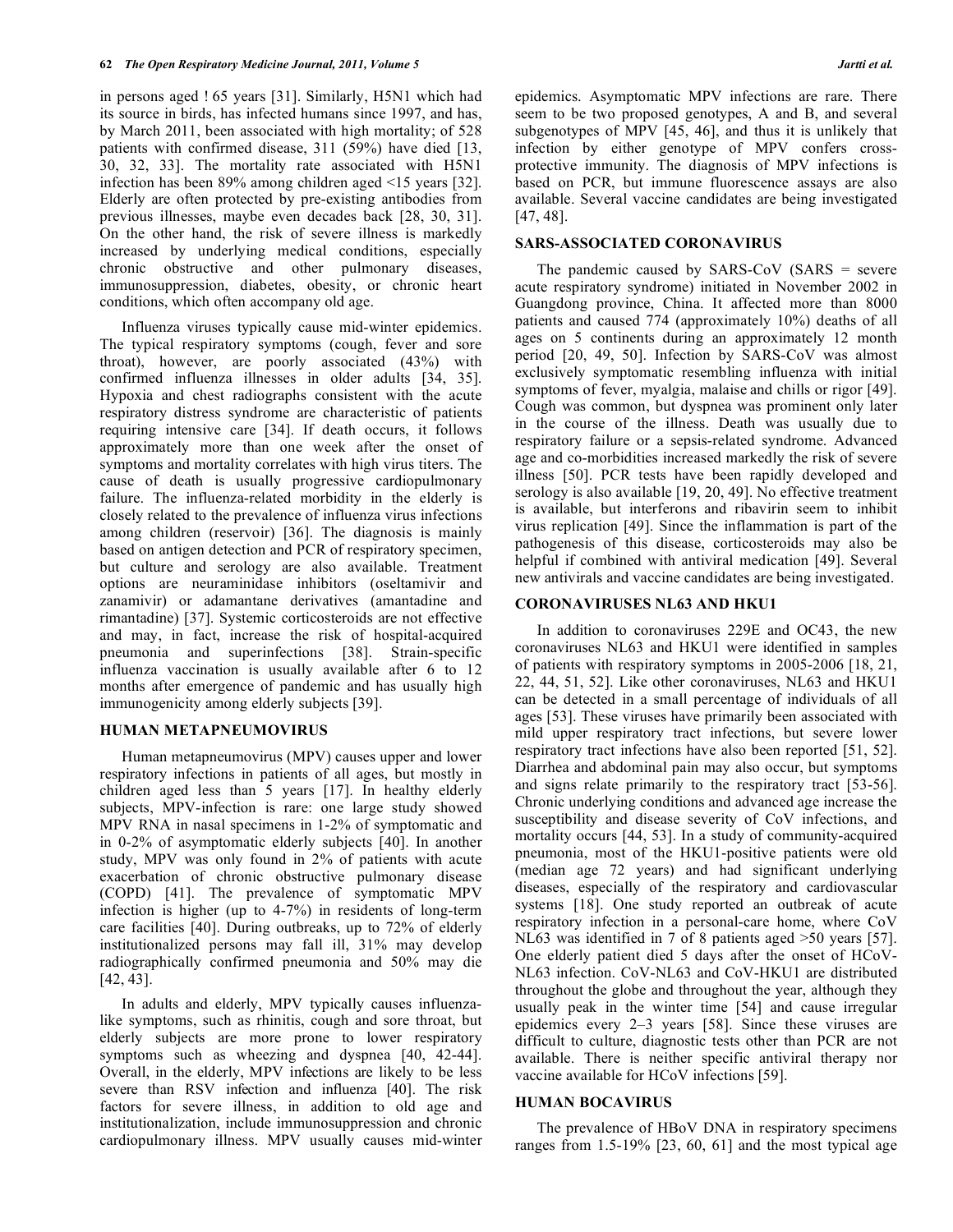in persons aged ! 65 years [31]. Similarly, H5N1 which had its source in birds, has infected humans since 1997, and has, by March 2011, been associated with high mortality; of 528 patients with confirmed disease, 311 (59%) have died [13, 30, 32, 33]. The mortality rate associated with H5N1 infection has been 89% among children aged <15 years [32]. Elderly are often protected by pre-existing antibodies from previous illnesses, maybe even decades back [28, 30, 31]. On the other hand, the risk of severe illness is markedly increased by underlying medical conditions, especially chronic obstructive and other pulmonary diseases, immunosuppression, diabetes, obesity, or chronic heart conditions, which often accompany old age.

Influenza viruses typically cause mid-winter epidemics. The typical respiratory symptoms (cough, fever and sore throat), however, are poorly associated (43%) with confirmed influenza illnesses in older adults [34, 35]. Hypoxia and chest radiographs consistent with the acute respiratory distress syndrome are characteristic of patients requiring intensive care [34]. If death occurs, it follows approximately more than one week after the onset of symptoms and mortality correlates with high virus titers. The cause of death is usually progressive cardiopulmonary failure. The influenza-related morbidity in the elderly is closely related to the prevalence of influenza virus infections among children (reservoir) [36]. The diagnosis is mainly based on antigen detection and PCR of respiratory specimen, but culture and serology are also available. Treatment options are neuraminidase inhibitors (oseltamivir and zanamivir) or adamantane derivatives (amantadine and rimantadine) [37]. Systemic corticosteroids are not effective and may, in fact, increase the risk of hospital-acquired pneumonia and superinfections [38]. Strain-specific influenza vaccination is usually available after 6 to 12 months after emergence of pandemic and has usually high immunogenicity among elderly subjects [39].

## HUMAN METAPNEUMOVIRUS

Human metapneumovirus (MPV) causes upper and lower respiratory infections in patients of all ages, but mostly in children aged less than 5 years [17]. In healthy elderly subjects, MPV-infection is rare: one large study showed MPV RNA in nasal specimens in 1-2% of symptomatic and in 0-2% of asymptomatic elderly subjects [40]. In another study, MPV was only found in 2% of patients with acute exacerbation of chronic obstructive pulmonary disease (COPD) [41]. The prevalence of symptomatic MPV infection is higher (up to 4-7%) in residents of long-term care facilities [40]. During outbreaks, up to 72% of elderly institutionalized persons may fall ill, 31% may develop radiographically confirmed pneumonia and 50% may die [42, 43].

In adults and elderly, MPV typically causes influenza-like symptoms, such as rhinitis, cough and sore throat, but elderly subjects are more prone to lower respiratory symptoms such as wheezing and dyspnea [40, 42-44]. Overall, in the elderly, MPV infections are likely to be less severe than RSV infection and influenza [40]. The risk factors for severe illness, in addition to old age and institutionalization, include immunosuppression and chronic cardiopulmonary illness. MPV usually causes mid-winter epidemics. Asymptomatic MPV infections are rare. There seem to be two proposed genotypes, A and B, and several subgenotypes of MPV [45, 46], and thus it is unlikely that infection by either genotype of MPV confers cross-protective immunity. The diagnosis of MPV infections is based on PCR, but immune fluorescence assays are also available. Several vaccine candidates are being investigated [47, 48].

## SARS-ASSOCIATED CORONAVIRUS

The pandemic caused by SARS-CoV (SARS = severe acute respiratory syndrome) initiated in November 2002 in Guangdong province, China. It affected more than 8000 patients and caused 774 (approximately 10%) deaths of all ages on 5 continents during an approximately 12 month period [20, 49, 50]. Infection by SARS-CoV was almost exclusively symptomatic resembling influenza with initial symptoms of fever, myalgia, malaise and chills or rigor [49]. Cough was common, but dyspnea was prominent only later in the course of the illness. Death was usually due to respiratory failure or a sepsis-related syndrome. Advanced age and co-morbidities increased markedly the risk of severe illness [50]. PCR tests have been rapidly developed and serology is also available [19, 20, 49]. No effective treatment is available, but interferons and ribavirin seem to inhibit virus replication [49]. Since the inflammation is part of the pathogenesis of this disease, corticosteroids may also be helpful if combined with antiviral medication [49]. Several new antivirals and vaccine candidates are being investigated.

## CORONAVIRUSES NL63 AND HKU1

In addition to coronaviruses 229E and OC43, the new coronaviruses NL63 and HKU1 were identified in samples of patients with respiratory symptoms in 2005-2006 [18, 21, 22, 44, 51, 52]. Like other coronaviruses, NL63 and HKU1 can be detected in a small percentage of individuals of all ages [53]. These viruses have primarily been associated with mild upper respiratory tract infections, but severe lower respiratory tract infections have also been reported [51, 52]. Diarrhea and abdominal pain may also occur, but symptoms and signs relate primarily to the respiratory tract [53-56]. Chronic underlying conditions and advanced age increase the susceptibility and disease severity of CoV infections, and mortality occurs [44, 53]. In a study of community-acquired pneumonia, most of the HKU1-positive patients were old (median age 72 years) and had significant underlying diseases, especially of the respiratory and cardiovascular systems [18]. One study reported an outbreak of acute respiratory infection in a personal-care home, where CoV NL63 was identified in 7 of 8 patients aged >50 years [57]. One elderly patient died 5 days after the onset of HCoV-NL63 infection. CoV-NL63 and CoV-HKU1 are distributed throughout the globe and throughout the year, although they usually peak in the winter time [54] and cause irregular epidemics every 2–3 years [58]. Since these viruses are difficult to culture, diagnostic tests other than PCR are not available. There is neither specific antiviral therapy nor vaccine available for HCoV infections [59].

## HUMAN BOCAVIRUS

The prevalence of HBoV DNA in respiratory specimens ranges from 1.5-19% [23, 60, 61] and the most typical age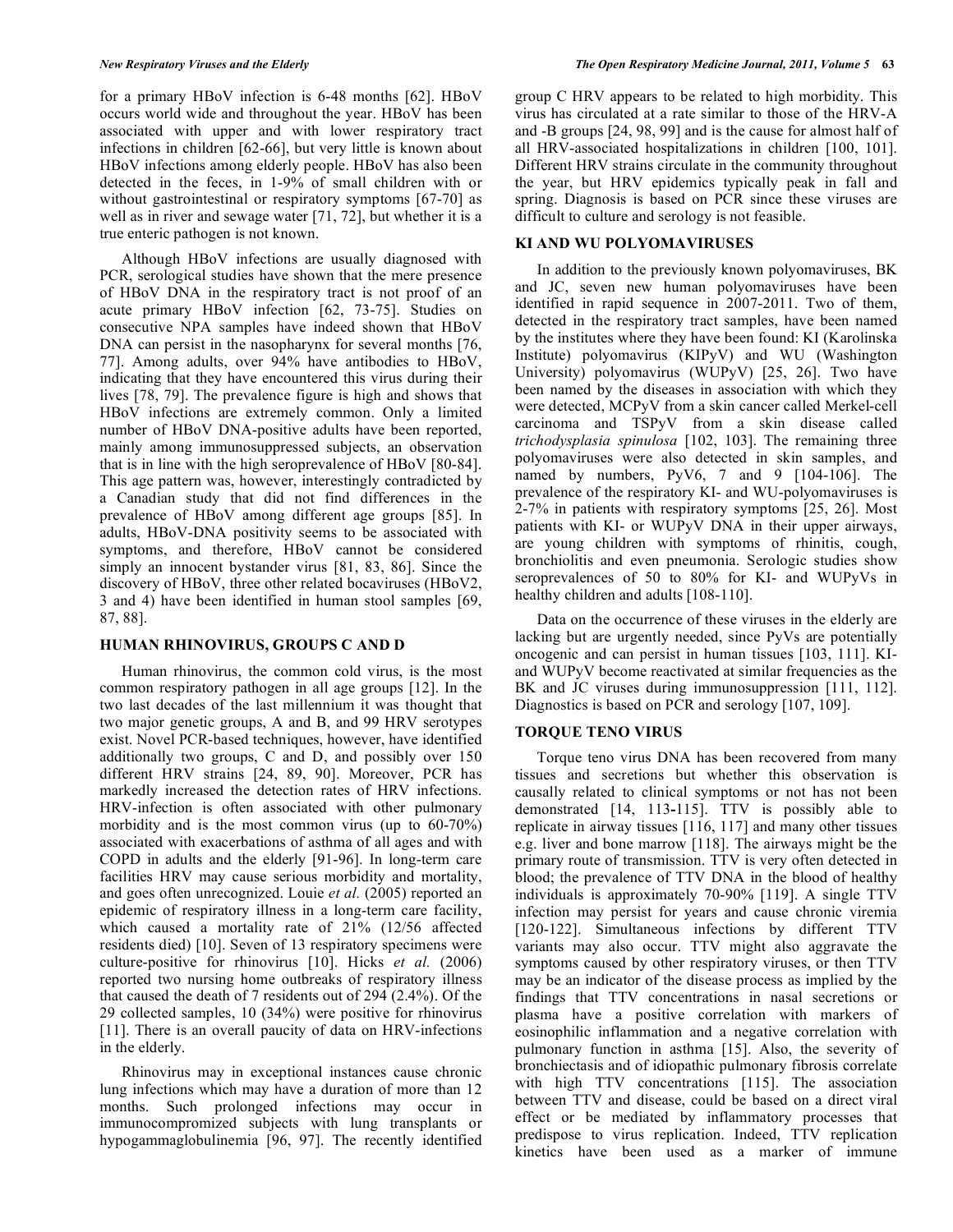for a primary HBoV infection is 6-48 months [62]. HBoV occurs world wide and throughout the year. HBoV has been associated with upper and with lower respiratory tract infections in children [62-66], but very little is known about HBoV infections among elderly people. HBoV has also been detected in the feces, in 1-9% of small children with or without gastrointestinal or respiratory symptoms [67-70] as well as in river and sewage water [71, 72], but whether it is a true enteric pathogen is not known.

Although HBoV infections are usually diagnosed with PCR, serological studies have shown that the mere presence of HBoV DNA in the respiratory tract is not proof of an acute primary HBoV infection [62, 73-75]. Studies on consecutive NPA samples have indeed shown that HBoV DNA can persist in the nasopharynx for several months [76, 77]. Among adults, over 94% have antibodies to HBoV, indicating that they have encountered this virus during their lives [78, 79]. The prevalence figure is high and shows that HBoV infections are extremely common. Only a limited number of HBoV DNA-positive adults have been reported, mainly among immunosuppressed subjects, an observation that is in line with the high seroprevalence of HBoV [80-84]. This age pattern was, however, interestingly contradicted by a Canadian study that did not find differences in the prevalence of HBoV among different age groups [85]. In adults, HBoV-DNA positivity seems to be associated with symptoms, and therefore, HBoV cannot be considered simply an innocent bystander virus [81, 83, 86]. Since the discovery of HBoV, three other related bocaviruses (HBoV2, 3 and 4) have been identified in human stool samples [69, 87, 88].

## HUMAN RHINOVIRUS, GROUPS C AND D

Human rhinovirus, the common cold virus, is the most common respiratory pathogen in all age groups [12]. In the two last decades of the last millennium it was thought that two major genetic groups, A and B, and 99 HRV serotypes exist. Novel PCR-based techniques, however, have identified additionally two groups, C and D, and possibly over 150 different HRV strains [24, 89, 90]. Moreover, PCR has markedly increased the detection rates of HRV infections. HRV-infection is often associated with other pulmonary morbidity and is the most common virus (up to 60-70%) associated with exacerbations of asthma of all ages and with COPD in adults and the elderly [91-96]. In long-term care facilities HRV may cause serious morbidity and mortality, and goes often unrecognized. Louie *et al.* (2005) reported an epidemic of respiratory illness in a long-term care facility, which caused a mortality rate of 21% (12/56 affected residents died) [10]. Seven of 13 respiratory specimens were culture-positive for rhinovirus [10]. Hicks *et al.* (2006) reported two nursing home outbreaks of respiratory illness that caused the death of 7 residents out of 294 (2.4%). Of the 29 collected samples, 10 (34%) were positive for rhinovirus [11]. There is an overall paucity of data on HRV-infections in the elderly.

Rhinovirus may in exceptional instances cause chronic lung infections which may have a duration of more than 12 months. Such prolonged infections may occur in immunocompromized subjects with lung transplants or hypogammaglobulinemia [96, 97]. The recently identified group C HRV appears to be related to high morbidity. This virus has circulated at a rate similar to those of the HRV-A and -B groups [24, 98, 99] and is the cause for almost half of all HRV-associated hospitalizations in children [100, 101]. Different HRV strains circulate in the community throughout the year, but HRV epidemics typically peak in fall and spring. Diagnosis is based on PCR since these viruses are difficult to culture and serology is not feasible.

## KI AND WU POLYOMAVIRUSES

In addition to the previously known polyomaviruses, BK and JC, seven new human polyomaviruses have been identified in rapid sequence in 2007-2011. Two of them, detected in the respiratory tract samples, have been named by the institutes where they have been found: KI (Karolinska Institute) polyomavirus (KIPyV) and WU (Washington University) polyomavirus (WUPyV) [25, 26]. Two have been named by the diseases in association with which they were detected, MCPyV from a skin cancer called Merkel-cell carcinoma and TSPyV from a skin disease called *trichodysplasia spinulosa* [102, 103]. The remaining three polyomaviruses were also detected in skin samples, and named by numbers, PyV6, 7 and 9 [104-106]. The prevalence of the respiratory KI- and WU-polyomaviruses is 2-7% in patients with respiratory symptoms [25, 26]. Most patients with KI- or WUPyV DNA in their upper airways, are young children with symptoms of rhinitis, cough, bronchiolitis and even pneumonia. Serologic studies show seroprevalences of 50 to 80% for KI- and WUPyVs in healthy children and adults [108-110].

Data on the occurrence of these viruses in the elderly are lacking but are urgently needed, since PyVs are potentially oncogenic and can persist in human tissues [103, 111]. KI- and WUPyV become reactivated at similar frequencies as the BK and JC viruses during immunosuppression [111, 112]. Diagnostics is based on PCR and serology [107, 109].

## TORQUE TENO VIRUS

Torque teno virus DNA has been recovered from many tissues and secretions but whether this observation is causally related to clinical symptoms or not has not been demonstrated [14, 113-115]. TTV is possibly able to replicate in airway tissues [116, 117] and many other tissues e.g. liver and bone marrow [118]. The airways might be the primary route of transmission. TTV is very often detected in blood; the prevalence of TTV DNA in the blood of healthy individuals is approximately 70-90% [119]. A single TTV infection may persist for years and cause chronic viremia [120-122]. Simultaneous infections by different TTV variants may also occur. TTV might also aggravate the symptoms caused by other respiratory viruses, or then TTV may be an indicator of the disease process as implied by the findings that TTV concentrations in nasal secretions or plasma have a positive correlation with markers of eosinophilic inflammation and a negative correlation with pulmonary function in asthma [15]. Also, the severity of bronchiectasis and of idiopathic pulmonary fibrosis correlate with high TTV concentrations [115]. The association between TTV and disease, could be based on a direct viral effect or be mediated by inflammatory processes that predispose to virus replication. Indeed, TTV replication kinetics have been used as a marker of immune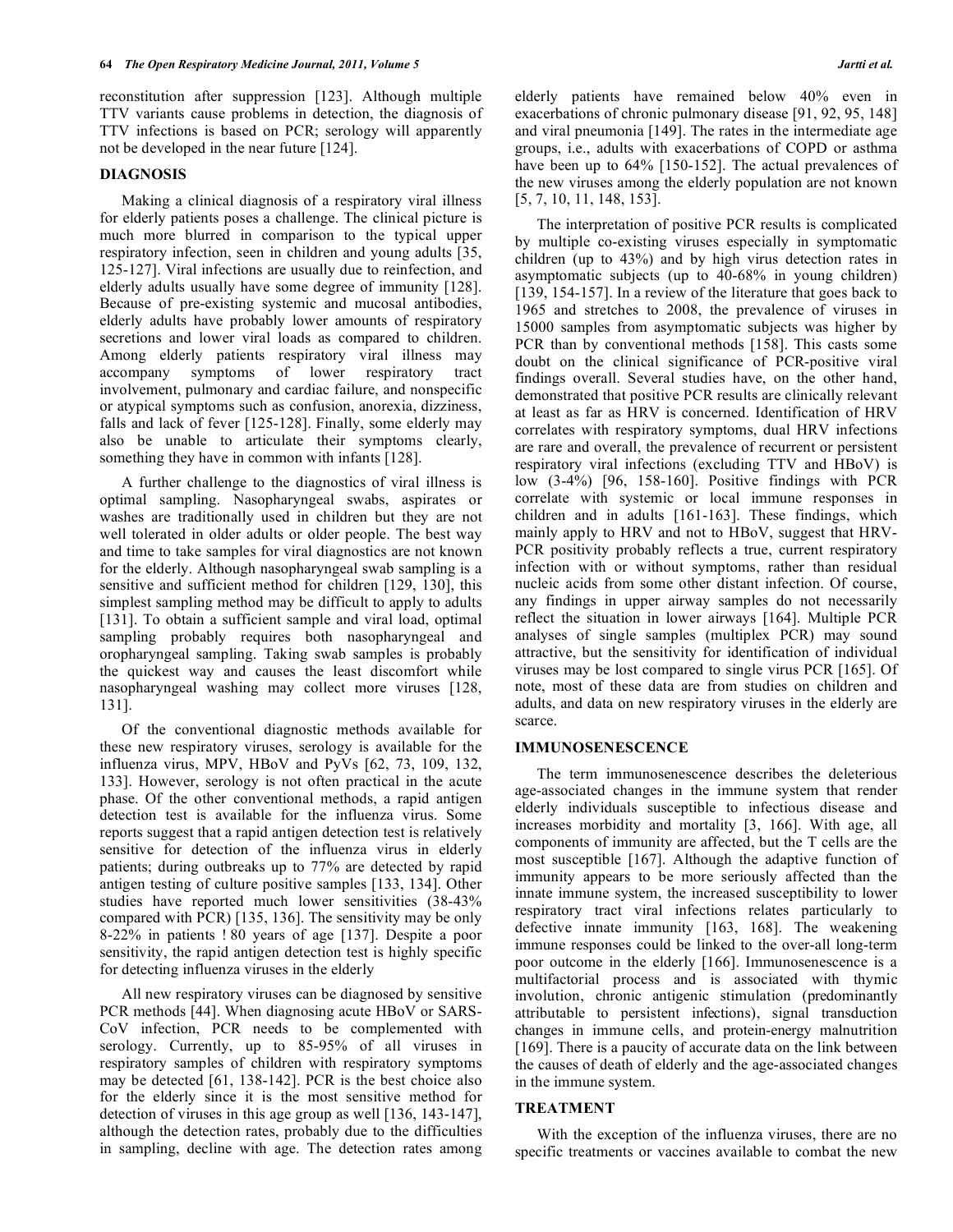reconstitution after suppression [123]. Although multiple TTV variants cause problems in detection, the diagnosis of TTV infections is based on PCR; serology will apparently not be developed in the near future [124].

## DIAGNOSIS

Making a clinical diagnosis of a respiratory viral illness for elderly patients poses a challenge. The clinical picture is much more blurred in comparison to the typical upper respiratory infection, seen in children and young adults [35, 125-127]. Viral infections are usually due to reinfection, and elderly adults usually have some degree of immunity [128]. Because of pre-existing systemic and mucosal antibodies, elderly adults have probably lower amounts of respiratory secretions and lower viral loads as compared to children. Among elderly patients respiratory viral illness may accompany symptoms of lower respiratory tract involvement, pulmonary and cardiac failure, and nonspecific or atypical symptoms such as confusion, anorexia, dizziness, falls and lack of fever [125-128]. Finally, some elderly may also be unable to articulate their symptoms clearly, something they have in common with infants [128].

A further challenge to the diagnostics of viral illness is optimal sampling. Nasopharyngeal swabs, aspirates or washes are traditionally used in children but they are not well tolerated in older adults or older people. The best way and time to take samples for viral diagnostics are not known for the elderly. Although nasopharyngeal swab sampling is a sensitive and sufficient method for children [129, 130], this simplest sampling method may be difficult to apply to adults [131]. To obtain a sufficient sample and viral load, optimal sampling probably requires both nasopharyngeal and oropharyngeal sampling. Taking swab samples is probably the quickest way and causes the least discomfort while nasopharyngeal washing may collect more viruses [128, 131].

Of the conventional diagnostic methods available for these new respiratory viruses, serology is available for the influenza virus, MPV, HBoV and PyVs [62, 73, 109, 132, 133]. However, serology is not often practical in the acute phase. Of the other conventional methods, a rapid antigen detection test is available for the influenza virus. Some reports suggest that a rapid antigen detection test is relatively sensitive for detection of the influenza virus in elderly patients; during outbreaks up to 77% are detected by rapid antigen testing of culture positive samples [133, 134]. Other studies have reported much lower sensitivities (38-43% compared with PCR) [135, 136]. The sensitivity may be only 8-22% in patients ! 80 years of age [137]. Despite a poor sensitivity, the rapid antigen detection test is highly specific for detecting influenza viruses in the elderly

All new respiratory viruses can be diagnosed by sensitive PCR methods [44]. When diagnosing acute HBoV or SARS-CoV infection, PCR needs to be complemented with serology. Currently, up to 85-95% of all viruses in respiratory samples of children with respiratory symptoms may be detected [61, 138-142]. PCR is the best choice also for the elderly since it is the most sensitive method for detection of viruses in this age group as well [136, 143-147], although the detection rates, probably due to the difficulties in sampling, decline with age. The detection rates among elderly patients have remained below 40% even in exacerbations of chronic pulmonary disease [91, 92, 95, 148] and viral pneumonia [149]. The rates in the intermediate age groups, i.e., adults with exacerbations of COPD or asthma have been up to 64% [150-152]. The actual prevalences of the new viruses among the elderly population are not known [5, 7, 10, 11, 148, 153].

The interpretation of positive PCR results is complicated by multiple co-existing viruses especially in symptomatic children (up to 43%) and by high virus detection rates in asymptomatic subjects (up to 40-68% in young children) [139, 154-157]. In a review of the literature that goes back to 1965 and stretches to 2008, the prevalence of viruses in 15000 samples from asymptomatic subjects was higher by PCR than by conventional methods [158]. This casts some doubt on the clinical significance of PCR-positive viral findings overall. Several studies have, on the other hand, demonstrated that positive PCR results are clinically relevant at least as far as HRV is concerned. Identification of HRV correlates with respiratory symptoms, dual HRV infections are rare and overall, the prevalence of recurrent or persistent respiratory viral infections (excluding TTV and HBoV) is low (3-4%) [96, 158-160]. Positive findings with PCR correlate with systemic or local immune responses in children and in adults [161-163]. These findings, which mainly apply to HRV and not to HBoV, suggest that HRV-PCR positivity probably reflects a true, current respiratory infection with or without symptoms, rather than residual nucleic acids from some other distant infection. Of course, any findings in upper airway samples do not necessarily reflect the situation in lower airways [164]. Multiple PCR analyses of single samples (multiplex PCR) may sound attractive, but the sensitivity for identification of individual viruses may be lost compared to single virus PCR [165]. Of note, most of these data are from studies on children and adults, and data on new respiratory viruses in the elderly are scarce.

## IMMUNOSENESCENCE

The term immunosenescence describes the deleterious age-associated changes in the immune system that render elderly individuals susceptible to infectious disease and increases morbidity and mortality [3, 166]. With age, all components of immunity are affected, but the T cells are the most susceptible [167]. Although the adaptive function of immunity appears to be more seriously affected than the innate immune system, the increased susceptibility to lower respiratory tract viral infections relates particularly to defective innate immunity [163, 168]. The weakening immune responses could be linked to the over-all long-term poor outcome in the elderly [166]. Immunosenescence is a multifactorial process and is associated with thymic involution, chronic antigenic stimulation (predominantly attributable to persistent infections), signal transduction changes in immune cells, and protein-energy malnutrition [169]. There is a paucity of accurate data on the link between the causes of death of elderly and the age-associated changes in the immune system.

## TREATMENT

With the exception of the influenza viruses, there are no specific treatments or vaccines available to combat the new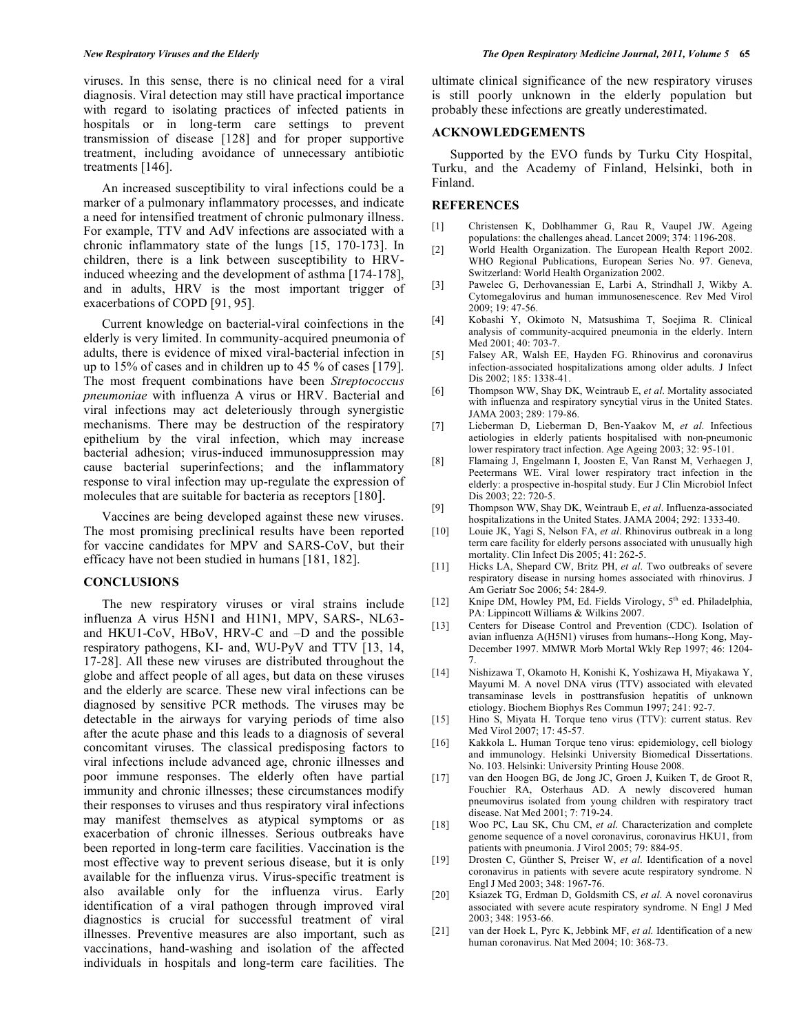viruses. In this sense, there is no clinical need for a viral diagnosis. Viral detection may still have practical importance with regard to isolating practices of infected patients in hospitals or in long-term care settings to prevent transmission of disease [128] and for proper supportive treatment, including avoidance of unnecessary antibiotic treatments [146].

An increased susceptibility to viral infections could be a marker of a pulmonary inflammatory processes, and indicate a need for intensified treatment of chronic pulmonary illness. For example, TTV and AdV infections are associated with a chronic inflammatory state of the lungs [15, 170-173]. In children, there is a link between susceptibility to HRV-induced wheezing and the development of asthma [174-178], and in adults, HRV is the most important trigger of exacerbations of COPD [91, 95].

Current knowledge on bacterial-viral coinfections in the elderly is very limited. In community-acquired pneumonia of adults, there is evidence of mixed viral-bacterial infection in up to 15% of cases and in children up to 45 % of cases [179]. The most frequent combinations have been *Streptococcus pneumoniae* with influenza A virus or HRV. Bacterial and viral infections may act deleteriously through synergistic mechanisms. There may be destruction of the respiratory epithelium by the viral infection, which may increase bacterial adhesion; virus-induced immunosuppression may cause bacterial superinfections; and the inflammatory response to viral infection may up-regulate the expression of molecules that are suitable for bacteria as receptors [180].

Vaccines are being developed against these new viruses. The most promising preclinical results have been reported for vaccine candidates for MPV and SARS-CoV, but their efficacy have not been studied in humans [181, 182].

## CONCLUSIONS

The new respiratory viruses or viral strains include influenza A virus H5N1 and H1N1, MPV, SARS-, NL63- and HKU1-CoV, HBoV, HRV-C and –D and the possible respiratory pathogens, KI- and, WU-PyV and TTV [13, 14, 17-28]. All these new viruses are distributed throughout the globe and affect people of all ages, but data on these viruses and the elderly are scarce. These new viral infections can be diagnosed by sensitive PCR methods. The viruses may be detectable in the airways for varying periods of time also after the acute phase and this leads to a diagnosis of several concomitant viruses. The classical predisposing factors to viral infections include advanced age, chronic illnesses and poor immune responses. The elderly often have partial immunity and chronic illnesses; these circumstances modify their responses to viruses and thus respiratory viral infections may manifest themselves as atypical symptoms or as exacerbation of chronic illnesses. Serious outbreaks have been reported in long-term care facilities. Vaccination is the most effective way to prevent serious disease, but it is only available for the influenza virus. Virus-specific treatment is also available only for the influenza virus. Early identification of a viral pathogen through improved viral diagnostics is crucial for successful treatment of viral illnesses. Preventive measures are also important, such as vaccinations, hand-washing and isolation of the affected individuals in hospitals and long-term care facilities. The ultimate clinical significance of the new respiratory viruses is still poorly unknown in the elderly population but probably these infections are greatly underestimated.

## ACKNOWLEDGEMENTS

Supported by the EVO funds by Turku City Hospital, Turku, and the Academy of Finland, Helsinki, both in Finland.

## REFERENCES

[1] Christensen K, Doblhammer G, Rau R, Vaupel JW. Ageing populations: the challenges ahead. Lancet 2009; 374: 1196-208.

[2] World Health Organization. The European Health Report 2002. WHO Regional Publications, European Series No. 97. Geneva, Switzerland: World Health Organization 2002.

[3] Pawelec G, Derhovanessian E, Larbi A, Strindhall J, Wikby A. Cytomegalovirus and human immunosenescence. Rev Med Virol 2009; 19: 47-56.

[4] Kobashi Y, Okimoto N, Matsushima T, Soejima R. Clinical analysis of community-acquired pneumonia in the elderly. Intern Med 2001; 40: 703-7.

[5] Falsey AR, Walsh EE, Hayden FG. Rhinovirus and coronavirus infection-associated hospitalizations among older adults. J Infect Dis 2002; 185: 1338-41.

[6] Thompson WW, Shay DK, Weintraub E, *et al*. Mortality associated with influenza and respiratory syncytial virus in the United States. JAMA 2003; 289: 179-86.

[7] Lieberman D, Lieberman D, Ben-Yaakov M, *et al*. Infectious aetiologies in elderly patients hospitalised with non-pneumonic lower respiratory tract infection. Age Ageing 2003; 32: 95-101.

[8] Flamaing J, Engelmann I, Joosten E, Van Ranst M, Verhaegen J, Peetermans WE. Viral lower respiratory tract infection in the elderly: a prospective in-hospital study. Eur J Clin Microbiol Infect Dis 2003; 22: 720-5.

[9] Thompson WW, Shay DK, Weintraub E, *et al*. Influenza-associated hospitalizations in the United States. JAMA 2004; 292: 1333-40.

[10] Louie JK, Yagi S, Nelson FA, *et al*. Rhinovirus outbreak in a long term care facility for elderly persons associated with unusually high mortality. Clin Infect Dis 2005; 41: 262-5.

[11] Hicks LA, Shepard CW, Britz PH, *et al*. Two outbreaks of severe respiratory disease in nursing homes associated with rhinovirus. J Am Geriatr Soc 2006; 54: 284-9.

[12] Knipe DM, Howley PM, Ed. Fields Virology, 5th ed. Philadelphia, PA: Lippincott Williams & Wilkins 2007.

[13] Centers for Disease Control and Prevention (CDC). Isolation of avian influenza A(H5N1) viruses from humans--Hong Kong, May-December 1997. MMWR Morb Mortal Wkly Rep 1997; 46: 1204-7.

[14] Nishizawa T, Okamoto H, Konishi K, Yoshizawa H, Miyakawa Y, Mayumi M. A novel DNA virus (TTV) associated with elevated transaminase levels in posttransfusion hepatitis of unknown etiology. Biochem Biophys Res Commun 1997; 241: 92-7.

[15] Hino S, Miyata H. Torque teno virus (TTV): current status. Rev Med Virol 2007; 17: 45-57.

[16] Kakkola L. Human Torque teno virus: epidemiology, cell biology and immunology. Helsinki University Biomedical Dissertations. No. 103. Helsinki: University Printing House 2008.

[17] van den Hoogen BG, de Jong JC, Groen J, Kuiken T, de Groot R, Fouchier RA, Osterhaus AD. A newly discovered human pneumovirus isolated from young children with respiratory tract disease. Nat Med 2001; 7: 719-24.

[18] Woo PC, Lau SK, Chu CM, *et al*. Characterization and complete genome sequence of a novel coronavirus, coronavirus HKU1, from patients with pneumonia. J Virol 2005; 79: 884-95.

[19] Drosten C, Günther S, Preiser W, *et al*. Identification of a novel coronavirus in patients with severe acute respiratory syndrome. N Engl J Med 2003; 348: 1967-76.

[20] Ksiazek TG, Erdman D, Goldsmith CS, *et al*. A novel coronavirus associated with severe acute respiratory syndrome. N Engl J Med 2003; 348: 1953-66.

[21] van der Hoek L, Pyrc K, Jebbink MF, *et al.* Identification of a new human coronavirus. Nat Med 2004; 10: 368-73.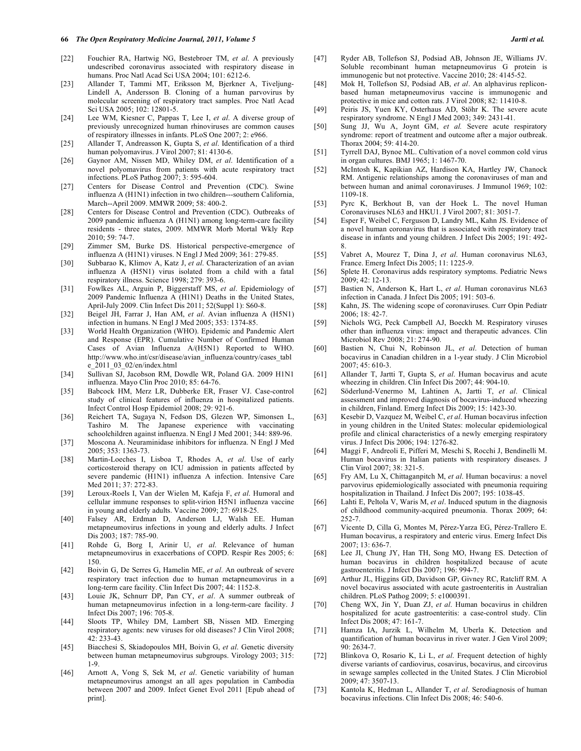[22] Fouchier RA, Hartwig NG, Bestebroer TM, *et al*. A previously undescribed coronavirus associated with respiratory disease in humans. Proc Natl Acad Sci USA 2004; 101: 6212-6.

[23] Allander T, Tammi MT, Eriksson M, Bjerkner A, Tiveljung-Lindell A, Andersson B. Cloning of a human parvovirus by molecular screening of respiratory tract samples. Proc Natl Acad Sci USA 2005; 102: 12801-5.

[24] Lee WM, Kiesner C, Pappas T, Lee I, *et al*. A diverse group of previously unrecognized human rhinoviruses are common causes of respiratory illnesses in infants. PLoS One 2007; 2: e966.

[25] Allander T, Andreasson K, Gupta S, *et al*. Identification of a third human polyomavirus. J Virol 2007; 81: 4130-6.

[26] Gaynor AM, Nissen MD, Whiley DM, *et al*. Identification of a novel polyomavirus from patients with acute respiratory tract infections. PLoS Pathog 2007; 3: 595-604.

[27] Centers for Disease Control and Prevention (CDC). Swine influenza A (H1N1) infection in two children---southern California, March--April 2009. MMWR 2009; 58: 400-2.

[28] Centers for Disease Control and Prevention (CDC). Outbreaks of 2009 pandemic influenza A (H1N1) among long-term-care facility residents - three states, 2009. MMWR Morb Mortal Wkly Rep 2010; 59: 74-7.

[29] Zimmer SM, Burke DS. Historical perspective-emergence of influenza A (H1N1) viruses. N Engl J Med 2009; 361: 279-85.

[30] Subbarao K, Klimov A, Katz J, *et al*. Characterization of an avian influenza A (H5N1) virus isolated from a child with a fatal respiratory illness. Science 1998; 279: 393-6.

[31] Fowlkes AL, Arguin P, Biggerstaff MS, *et al*. Epidemiology of 2009 Pandemic Influenza A (H1N1) Deaths in the United States, April-July 2009. Clin Infect Dis 2011; 52(Suppl 1): S60-8.

[32] Beigel JH, Farrar J, Han AM, *et al*. Avian influenza A (H5N1) infection in humans. N Engl J Med 2005; 353: 1374-85.

[33] World Health Organization (WHO). Epidemic and Pandemic Alert and Response (EPR). Cumulative Number of Confirmed Human Cases of Avian Influenza A/(H5N1) Reported to WHO. http://www.who.int/csr/disease/avian_influenza/country/cases_table_2011_03_02/en/index.html

[34] Sullivan SJ, Jacobson RM, Dowdle WR, Poland GA. 2009 H1N1 influenza. Mayo Clin Proc 2010; 85: 64-76.

[35] Babcock HM, Merz LR, Dubberke ER, Fraser VJ. Case-control study of clinical features of influenza in hospitalized patients. Infect Control Hosp Epidemiol 2008; 29: 921-6.

[36] Reichert TA, Sugaya N, Fedson DS, Glezen WP, Simonsen L, Tashiro M. The Japanese experience with vaccinating schoolchildren against influenza. N Engl J Med 2001; 344: 889-96.

[37] Moscona A. Neuraminidase inhibitors for influenza. N Engl J Med 2005; 353: 1363-73.

[38] Martin-Loeches I, Lisboa T, Rhodes A, *et al*. Use of early corticosteroid therapy on ICU admission in patients affected by severe pandemic (H1N1) influenza A infection. Intensive Care Med 2011; 37: 272-83.

[39] Leroux-Roels I, Van der Wielen M, Kafeja F, *et al*. Humoral and cellular immune responses to split-virion H5N1 influenza vaccine in young and elderly adults. Vaccine 2009; 27: 6918-25.

[40] Falsey AR, Erdman D, Anderson LJ, Walsh EE. Human metapneumovirus infections in young and elderly adults. J Infect Dis 2003; 187: 785-90.

[41] Rohde G, Borg I, Arinir U, *et al*. Relevance of human metapneumovirus in exacerbations of COPD. Respir Res 2005; 6: 150.

[42] Boivin G, De Serres G, Hamelin ME, *et al*. An outbreak of severe respiratory tract infection due to human metapneumovirus in a long-term care facility. Clin Infect Dis 2007; 44: 1152-8.

[43] Louie JK, Schnurr DP, Pan CY, *et al*. A summer outbreak of human metapneumovirus infection in a long-term-care facility. J Infect Dis 2007; 196: 705-8.

[44] Sloots TP, Whiley DM, Lambert SB, Nissen MD. Emerging respiratory agents: new viruses for old diseases? J Clin Virol 2008; 42: 233-43.

[45] Biacchesi S, Skiadopoulos MH, Boivin G, *et al*. Genetic diversity between human metapneumovirus subgroups. Virology 2003; 315: 1-9.

[46] Arnott A, Vong S, Sek M, *et al*. Genetic variability of human metapneumovirus amongst an all ages population in Cambodia between 2007 and 2009. Infect Genet Evol 2011 [Epub ahead of print].

[47] Ryder AB, Tollefson SJ, Podsiad AB, Johnson JE, Williams JV. Soluble recombinant human metapneumovirus G protein is immunogenic but not protective. Vaccine 2010; 28: 4145-52.

[48] Mok H, Tollefson SJ, Podsiad AB, *et al*. An alphavirus replicon-based human metapneumovirus vaccine is immunogenic and protective in mice and cotton rats. J Virol 2008; 82: 11410-8.

[49] Peiris JS, Yuen KY, Osterhaus AD, Stöhr K. The severe acute respiratory syndrome. N Engl J Med 2003; 349: 2431-41.

[50] Sung JJ, Wu A, Joynt GM, *et al.* Severe acute respiratory syndrome: report of treatment and outcome after a major outbreak. Thorax 2004; 59: 414-20.

[51] Tyrrell DAJ, Bynoe ML. Cultivation of a novel common cold virus in organ cultures. BMJ 1965; 1: 1467-70.

[52] McIntosh K, Kapikian AZ, Hardison KA, Hartley JW, Chanock RM. Antigenic relationships among the coronaviruses of man and between human and animal coronaviruses. J Immunol 1969; 102: 1109-18.

[53] Pyrc K, Berkhout B, van der Hoek L. The novel Human Coronaviruses NL63 and HKU1. J Virol 2007; 81: 3051-7.

[54] Esper F, Weibel C, Ferguson D, Landry ML, Kahn JS. Evidence of a novel human coronavirus that is associated with respiratory tract disease in infants and young children. J Infect Dis 2005; 191: 492-8.

[55] Vabret A, Mourez T, Dina J, *et al*. Human coronavirus NL63, France. Emerg Infect Dis 2005; 11: 1225-9.

[56] Splete H. Coronavirus adds respiratory symptoms. Pediatric News 2009; 42: 12-13.

[57] Bastien N, Anderson K, Hart L, *et al*. Human coronavirus NL63 infection in Canada. J Infect Dis 2005; 191: 503-6.

[58] Kahn, JS. The widening scope of coronaviruses. Curr Opin Pediatr 2006; 18: 42-7.

[59] Nichols WG, Peck Campbell AJ, Boeckh M. Respiratory viruses other than influenza virus: impact and therapeutic advances. Clin Microbiol Rev 2008; 21: 274-90.

[60] Bastien N, Chui N, Robinson JL, *et al*. Detection of human bocavirus in Canadian children in a 1-year study. J Clin Microbiol 2007; 45: 610-3.

[61] Allander T, Jartti T, Gupta S, *et al*. Human bocavirus and acute wheezing in children. Clin Infect Dis 2007; 44: 904-10.

[62] Söderlund-Venermo M, Lahtinen A, Jartti T, *et al*. Clinical assessment and improved diagnosis of bocavirus-induced wheezing in children, Finland. Emerg Infect Dis 2009; 15: 1423-30.

[63] Kesebir D, Vazquez M, Weibel C, *et al*. Human bocavirus infection in young children in the United States: molecular epidemiological profile and clinical characteristics of a newly emerging respiratory virus. J Infect Dis 2006; 194: 1276-82.

[64] Maggi F, Andreoli E, Pifferi M, Meschi S, Rocchi J, Bendinelli M. Human bocavirus in Italian patients with respiratory diseases. J Clin Virol 2007; 38: 321-5.

[65] Fry AM, Lu X, Chittaganpitch M, *et al*. Human bocavirus: a novel parvovirus epidemiologically associated with pneumonia requiring hospitalization in Thailand. J Infect Dis 2007; 195: 1038-45.

[66] Lahti E, Peltola V, Waris M, *et al*. Induced sputum in the diagnosis of childhood community-acquired pneumonia. Thorax 2009; 64: 252-7.

[67] Vicente D, Cilla G, Montes M, Pérez-Yarza EG, Pérez-Trallero E. Human bocavirus, a respiratory and enteric virus. Emerg Infect Dis 2007; 13: 636-7.

[68] Lee JI, Chung JY, Han TH, Song MO, Hwang ES. Detection of human bocavirus in children hospitalized because of acute gastroenteritis. J Infect Dis 2007; 196: 994-7.

[69] Arthur JL, Higgins GD, Davidson GP, Givney RC, Ratcliff RM. A novel bocavirus associated with acute gastroenteritis in Australian children. PLoS Pathog 2009; 5: e1000391.

[70] Cheng WX, Jin Y, Duan ZJ, *et al*. Human bocavirus in children hospitalized for acute gastroenteritis: a case-control study. Clin Infect Dis 2008; 47: 161-7.

[71] Hamza IA, Jurzik L, Wilhelm M, Uberla K. Detection and quantification of human bocavirus in river water. J Gen Virol 2009; 90: 2634-7.

[72] Blinkova O, Rosario K, Li L, *et al*. Frequent detection of highly diverse variants of cardiovirus, cosavirus, bocavirus, and circovirus in sewage samples collected in the United States. J Clin Microbiol 2009; 47: 3507-13.

[73] Kantola K, Hedman L, Allander T, *et al*. Serodiagnosis of human bocavirus infections. Clin Infect Dis 2008; 46: 540-6.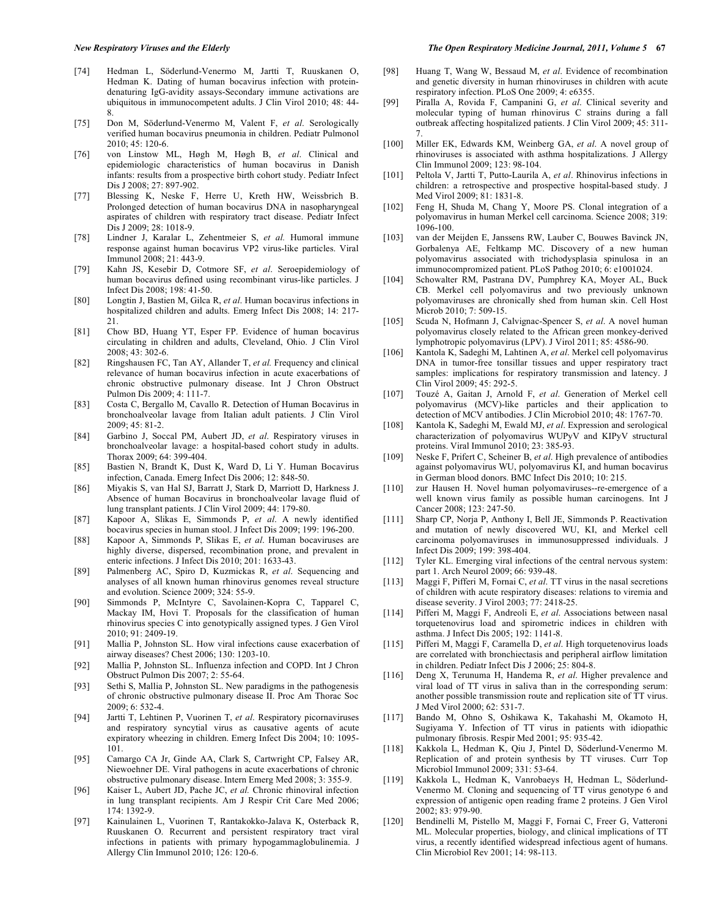[74] Hedman L, Söderlund-Venermo M, Jartti T, Ruuskanen O, Hedman K. Dating of human bocavirus infection with protein-denaturing IgG-avidity assays-Secondary immune activations are ubiquitous in immunocompetent adults. J Clin Virol 2010; 48: 44-8.

[75] Don M, Söderlund-Venermo M, Valent F, *et al*. Serologically verified human bocavirus pneumonia in children. Pediatr Pulmonol 2010; 45: 120-6.

[76] von Linstow ML, Høgh M, Høgh B, *et al*. Clinical and epidemiologic characteristics of human bocavirus in Danish infants: results from a prospective birth cohort study. Pediatr Infect Dis J 2008; 27: 897-902.

[77] Blessing K, Neske F, Herre U, Kreth HW, Weissbrich B. Prolonged detection of human bocavirus DNA in nasopharyngeal aspirates of children with respiratory tract disease. Pediatr Infect Dis J 2009; 28: 1018-9.

[78] Lindner J, Karalar L, Zehentmeier S, *et al.* Humoral immune response against human bocavirus VP2 virus-like particles. Viral Immunol 2008; 21: 443-9.

[79] Kahn JS, Kesebir D, Cotmore SF, *et al*. Seroepidemiology of human bocavirus defined using recombinant virus-like particles. J Infect Dis 2008; 198: 41-50.

[80] Longtin J, Bastien M, Gilca R, *et al*. Human bocavirus infections in hospitalized children and adults. Emerg Infect Dis 2008; 14: 217-21.

[81] Chow BD, Huang YT, Esper FP. Evidence of human bocavirus circulating in children and adults, Cleveland, Ohio. J Clin Virol 2008; 43: 302-6.

[82] Ringshausen FC, Tan AY, Allander T, *et al.* Frequency and clinical relevance of human bocavirus infection in acute exacerbations of chronic obstructive pulmonary disease. Int J Chron Obstruct Pulmon Dis 2009; 4: 111-7.

[83] Costa C, Bergallo M, Cavallo R. Detection of Human Bocavirus in bronchoalveolar lavage from Italian adult patients. J Clin Virol 2009; 45: 81-2.

[84] Garbino J, Soccal PM, Aubert JD, *et al*. Respiratory viruses in bronchoalveolar lavage: a hospital-based cohort study in adults. Thorax 2009; 64: 399-404.

[85] Bastien N, Brandt K, Dust K, Ward D, Li Y. Human Bocavirus infection, Canada. Emerg Infect Dis 2006; 12: 848-50.

[86] Miyakis S, van Hal SJ, Barratt J, Stark D, Marriott D, Harkness J. Absence of human Bocavirus in bronchoalveolar lavage fluid of lung transplant patients. J Clin Virol 2009; 44: 179-80.

[87] Kapoor A, Slikas E, Simmonds P, *et al*. A newly identified bocavirus species in human stool. J Infect Dis 2009; 199: 196-200.

[88] Kapoor A, Simmonds P, Slikas E, *et al*. Human bocaviruses are highly diverse, dispersed, recombination prone, and prevalent in enteric infections. J Infect Dis 2010; 201: 1633-43.

[89] Palmenberg AC, Spiro D, Kuzmickas R, *et al*. Sequencing and analyses of all known human rhinovirus genomes reveal structure and evolution. Science 2009; 324: 55-9.

[90] Simmonds P, McIntyre C, Savolainen-Kopra C, Tapparel C, Mackay IM, Hovi T. Proposals for the classification of human rhinovirus species C into genotypically assigned types. J Gen Virol 2010; 91: 2409-19.

[91] Mallia P, Johnston SL. How viral infections cause exacerbation of airway diseases? Chest 2006; 130: 1203-10.

[92] Mallia P, Johnston SL. Influenza infection and COPD. Int J Chron Obstruct Pulmon Dis 2007; 2: 55-64.

[93] Sethi S, Mallia P, Johnston SL. New paradigms in the pathogenesis of chronic obstructive pulmonary disease II. Proc Am Thorac Soc 2009; 6: 532-4.

[94] Jartti T, Lehtinen P, Vuorinen T, *et al*. Respiratory picornaviruses and respiratory syncytial virus as causative agents of acute expiratory wheezing in children. Emerg Infect Dis 2004; 10: 1095-101.

[95] Camargo CA Jr, Ginde AA, Clark S, Cartwright CP, Falsey AR, Niewoehner DE. Viral pathogens in acute exacerbations of chronic obstructive pulmonary disease. Intern Emerg Med 2008; 3: 355-9.

[96] Kaiser L, Aubert JD, Pache JC, *et al.* Chronic rhinoviral infection in lung transplant recipients. Am J Respir Crit Care Med 2006; 174: 1392-9.

[97] Kainulainen L, Vuorinen T, Rantakokko-Jalava K, Osterback R, Ruuskanen O. Recurrent and persistent respiratory tract viral infections in patients with primary hypogammaglobulinemia. J Allergy Clin Immunol 2010; 126: 120-6.

[98] Huang T, Wang W, Bessaud M, *et al*. Evidence of recombination and genetic diversity in human rhinoviruses in children with acute respiratory infection. PLoS One 2009; 4: e6355.

[99] Piralla A, Rovida F, Campanini G, *et al*. Clinical severity and molecular typing of human rhinovirus C strains during a fall outbreak affecting hospitalized patients. J Clin Virol 2009; 45: 311-7.

[100] Miller EK, Edwards KM, Weinberg GA, *et al*. A novel group of rhinoviruses is associated with asthma hospitalizations. J Allergy Clin Immunol 2009; 123: 98-104.

[101] Peltola V, Jartti T, Putto-Laurila A, *et al*. Rhinovirus infections in children: a retrospective and prospective hospital-based study. J Med Virol 2009; 81: 1831-8.

[102] Feng H, Shuda M, Chang Y, Moore PS. Clonal integration of a polyomavirus in human Merkel cell carcinoma. Science 2008; 319: 1096-100.

[103] van der Meijden E, Janssens RW, Lauber C, Bouwes Bavinck JN, Gorbalenya AE, Feltkamp MC. Discovery of a new human polyomavirus associated with trichodysplasia spinulosa in an immunocompromized patient. PLoS Pathog 2010; 6: e1001024.

[104] Schowalter RM, Pastrana DV, Pumphrey KA, Moyer AL, Buck CB. Merkel cell polyomavirus and two previously unknown polyomaviruses are chronically shed from human skin. Cell Host Microb 2010; 7: 509-15.

[105] Scuda N, Hofmann J, Calvignac-Spencer S, *et al*. A novel human polyomavirus closely related to the African green monkey-derived lymphotropic polyomavirus (LPV). J Virol 2011; 85: 4586-90.

[106] Kantola K, Sadeghi M, Lahtinen A, *et al*. Merkel cell polyomavirus DNA in tumor-free tonsillar tissues and upper respiratory tract samples: implications for respiratory transmission and latency. J Clin Virol 2009; 45: 292-5.

[107] Touzé A, Gaitan J, Arnold F, *et al*. Generation of Merkel cell polyomavirus (MCV)-like particles and their application to detection of MCV antibodies. J Clin Microbiol 2010; 48: 1767-70.

[108] Kantola K, Sadeghi M, Ewald MJ, *et al*. Expression and serological characterization of polyomavirus WUPyV and KIPyV structural proteins. Viral Immunol 2010; 23: 385-93.

[109] Neske F, Prifert C, Scheiner B, *et al*. High prevalence of antibodies against polyomavirus WU, polyomavirus KI, and human bocavirus in German blood donors. BMC Infect Dis 2010; 10: 215.

[110] zur Hausen H. Novel human polyomaviruses--re-emergence of a well known virus family as possible human carcinogens. Int J Cancer 2008; 123: 247-50.

[111] Sharp CP, Norja P, Anthony I, Bell JE, Simmonds P. Reactivation and mutation of newly discovered WU, KI, and Merkel cell carcinoma polyomaviruses in immunosuppressed individuals. J Infect Dis 2009; 199: 398-404.

[112] Tyler KL. Emerging viral infections of the central nervous system: part 1. Arch Neurol 2009; 66: 939-48.

[113] Maggi F, Pifferi M, Fornai C, *et al*. TT virus in the nasal secretions of children with acute respiratory diseases: relations to viremia and disease severity. J Virol 2003; 77: 2418-25.

[114] Pifferi M, Maggi F, Andreoli E, *et al*. Associations between nasal torquetenovirus load and spirometric indices in children with asthma. J Infect Dis 2005; 192: 1141-8.

[115] Pifferi M, Maggi F, Caramella D, *et al*. High torquetenovirus loads are correlated with bronchiectasis and peripheral airflow limitation in children. Pediatr Infect Dis J 2006; 25: 804-8.

[116] Deng X, Terunuma H, Handema R, *et al*. Higher prevalence and viral load of TT virus in saliva than in the corresponding serum: another possible transmission route and replication site of TT virus. J Med Virol 2000; 62: 531-7.

[117] Bando M, Ohno S, Oshikawa K, Takahashi M, Okamoto H, Sugiyama Y. Infection of TT virus in patients with idiopathic pulmonary fibrosis. Respir Med 2001; 95: 935-42.

[118] Kakkola L, Hedman K, Qiu J, Pintel D, Söderlund-Venermo M. Replication of and protein synthesis by TT viruses. Curr Top Microbiol Immunol 2009; 331: 53-64.

[119] Kakkola L, Hedman K, Vanrobaeys H, Hedman L, Söderlund-Venermo M. Cloning and sequencing of TT virus genotype 6 and expression of antigenic open reading frame 2 proteins. J Gen Virol 2002; 83: 979-90.

[120] Bendinelli M, Pistello M, Maggi F, Fornai C, Freer G, Vatteroni ML. Molecular properties, biology, and clinical implications of TT virus, a recently identified widespread infectious agent of humans. Clin Microbiol Rev 2001; 14: 98-113.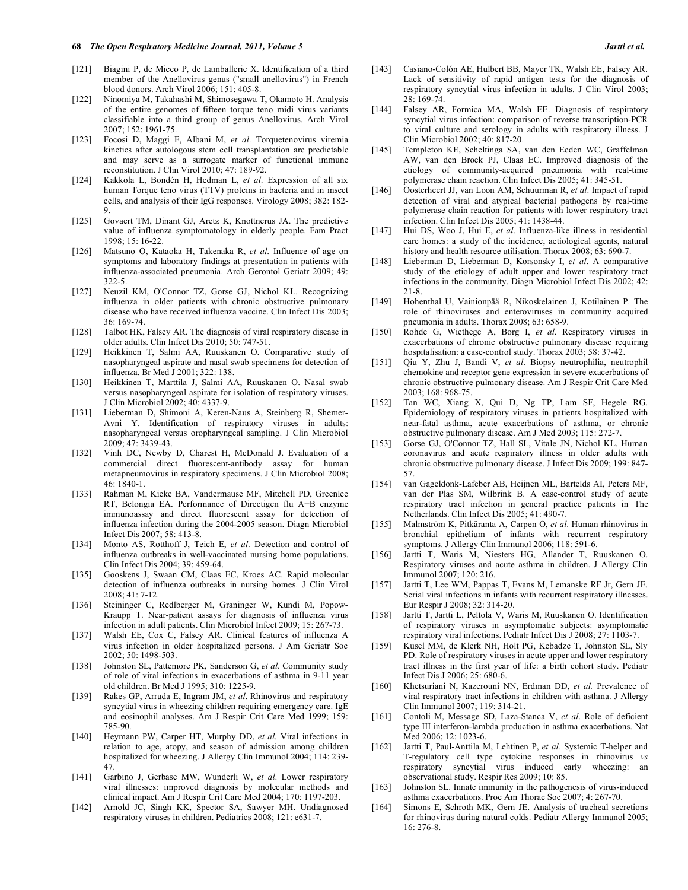[121] Biagini P, de Micco P, de Lamballerie X. Identification of a third member of the Anellovirus genus ("small anellovirus") in French blood donors. Arch Virol 2006; 151: 405-8.

[122] Ninomiya M, Takahashi M, Shimosegawa T, Okamoto H. Analysis of the entire genomes of fifteen torque teno midi virus variants classifiable into a third group of genus Anellovirus. Arch Virol 2007; 152: 1961-75.

[123] Focosi D, Maggi F, Albani M, *et al*. Torquetenovirus viremia kinetics after autologous stem cell transplantation are predictable and may serve as a surrogate marker of functional immune reconstitution. J Clin Virol 2010; 47: 189-92.

[124] Kakkola L, Bondén H, Hedman L, *et al*. Expression of all six human Torque teno virus (TTV) proteins in bacteria and in insect cells, and analysis of their IgG responses. Virology 2008; 382: 182-9.

[125] Govaert TM, Dinant GJ, Aretz K, Knottnerus JA. The predictive value of influenza symptomatology in elderly people. Fam Pract 1998; 15: 16-22.

[126] Matsuno O, Kataoka H, Takenaka R, *et al*. Influence of age on symptoms and laboratory findings at presentation in patients with influenza-associated pneumonia. Arch Gerontol Geriatr 2009; 49: 322-5.

[127] Neuzil KM, O'Connor TZ, Gorse GJ, Nichol KL. Recognizing influenza in older patients with chronic obstructive pulmonary disease who have received influenza vaccine. Clin Infect Dis 2003; 36: 169-74.

[128] Talbot HK, Falsey AR. The diagnosis of viral respiratory disease in older adults. Clin Infect Dis 2010; 50: 747-51.

[129] Heikkinen T, Salmi AA, Ruuskanen O. Comparative study of nasopharyngeal aspirate and nasal swab specimens for detection of influenza. Br Med J 2001; 322: 138.

[130] Heikkinen T, Marttila J, Salmi AA, Ruuskanen O. Nasal swab versus nasopharyngeal aspirate for isolation of respiratory viruses. J Clin Microbiol 2002; 40: 4337-9.

[131] Lieberman D, Shimoni A, Keren-Naus A, Steinberg R, Shemer-Avni Y. Identification of respiratory viruses in adults: nasopharyngeal versus oropharyngeal sampling. J Clin Microbiol 2009; 47: 3439-43.

[132] Vinh DC, Newby D, Charest H, McDonald J. Evaluation of a commercial direct fluorescent-antibody assay for human metapneumovirus in respiratory specimens. J Clin Microbiol 2008; 46: 1840-1.

[133] Rahman M, Kieke BA, Vandermause MF, Mitchell PD, Greenlee RT, Belongia EA. Performance of Directigen flu A+B enzyme immunoassay and direct fluorescent assay for detection of influenza infection during the 2004-2005 season. Diagn Microbiol Infect Dis 2007; 58: 413-8.

[134] Monto AS, Rotthoff J, Teich E, *et al*. Detection and control of influenza outbreaks in well-vaccinated nursing home populations. Clin Infect Dis 2004; 39: 459-64.

[135] Gooskens J, Swaan CM, Claas EC, Kroes AC. Rapid molecular detection of influenza outbreaks in nursing homes. J Clin Virol 2008; 41: 7-12.

[136] Steininger C, Redlberger M, Graninger W, Kundi M, Popow-Kraupp T. Near-patient assays for diagnosis of influenza virus infection in adult patients. Clin Microbiol Infect 2009; 15: 267-73.

[137] Walsh EE, Cox C, Falsey AR. Clinical features of influenza A virus infection in older hospitalized persons. J Am Geriatr Soc 2002; 50: 1498-503.

[138] Johnston SL, Pattemore PK, Sanderson G, *et al*. Community study of role of viral infections in exacerbations of asthma in 9-11 year old children. Br Med J 1995; 310: 1225-9.

[139] Rakes GP, Arruda E, Ingram JM, *et al*. Rhinovirus and respiratory syncytial virus in wheezing children requiring emergency care. IgE and eosinophil analyses. Am J Respir Crit Care Med 1999; 159: 785-90.

[140] Heymann PW, Carper HT, Murphy DD, *et al*. Viral infections in relation to age, atopy, and season of admission among children hospitalized for wheezing. J Allergy Clin Immunol 2004; 114: 239-47.

[141] Garbino J, Gerbase MW, Wunderli W, *et al*. Lower respiratory viral illnesses: improved diagnosis by molecular methods and clinical impact. Am J Respir Crit Care Med 2004; 170: 1197-203.

[142] Arnold JC, Singh KK, Spector SA, Sawyer MH. Undiagnosed respiratory viruses in children. Pediatrics 2008; 121: e631-7.

[143] Casiano-Colón AE, Hulbert BB, Mayer TK, Walsh EE, Falsey AR. Lack of sensitivity of rapid antigen tests for the diagnosis of respiratory syncytial virus infection in adults. J Clin Virol 2003; 28: 169-74.

[144] Falsey AR, Formica MA, Walsh EE. Diagnosis of respiratory syncytial virus infection: comparison of reverse transcription-PCR to viral culture and serology in adults with respiratory illness. J Clin Microbiol 2002; 40: 817-20.

[145] Templeton KE, Scheltinga SA, van den Eeden WC, Graffelman AW, van den Broek PJ, Claas EC. Improved diagnosis of the etiology of community-acquired pneumonia with real-time polymerase chain reaction. Clin Infect Dis 2005; 41: 345-51.

[146] Oosterheert JJ, van Loon AM, Schuurman R, *et al*. Impact of rapid detection of viral and atypical bacterial pathogens by real-time polymerase chain reaction for patients with lower respiratory tract infection. Clin Infect Dis 2005; 41: 1438-44.

[147] Hui DS, Woo J, Hui E, *et al*. Influenza-like illness in residential care homes: a study of the incidence, aetiological agents, natural history and health resource utilisation. Thorax 2008; 63: 690-7.

[148] Lieberman D, Lieberman D, Korsonsky I, *et al*. A comparative study of the etiology of adult upper and lower respiratory tract infections in the community. Diagn Microbiol Infect Dis 2002; 42: 21-8.

[149] Hohenthal U, Vainionpää R, Nikoskelainen J, Kotilainen P. The role of rhinoviruses and enteroviruses in community acquired pneumonia in adults. Thorax 2008; 63: 658-9.

[150] Rohde G, Wiethege A, Borg I, *et al*. Respiratory viruses in exacerbations of chronic obstructive pulmonary disease requiring hospitalisation: a case-control study. Thorax 2003; 58: 37-42.

[151] Qiu Y, Zhu J, Bandi V, *et al*. Biopsy neutrophilia, neutrophil chemokine and receptor gene expression in severe exacerbations of chronic obstructive pulmonary disease. Am J Respir Crit Care Med 2003; 168: 968-75.

[152] Tan WC, Xiang X, Qui D, Ng TP, Lam SF, Hegele RG. Epidemiology of respiratory viruses in patients hospitalized with near-fatal asthma, acute exacerbations of asthma, or chronic obstructive pulmonary disease. Am J Med 2003; 115: 272-7.

[153] Gorse GJ, O'Connor TZ, Hall SL, Vitale JN, Nichol KL. Human coronavirus and acute respiratory illness in older adults with chronic obstructive pulmonary disease. J Infect Dis 2009; 199: 847-57.

[154] van Gageldonk-Lafeber AB, Heijnen ML, Bartelds AI, Peters MF, van der Plas SM, Wilbrink B. A case-control study of acute respiratory tract infection in general practice patients in The Netherlands. Clin Infect Dis 2005; 41: 490-7.

[155] Malmström K, Pitkäranta A, Carpen O, *et al*. Human rhinovirus in bronchial epithelium of infants with recurrent respiratory symptoms. J Allergy Clin Immunol 2006; 118: 591-6.

[156] Jartti T, Waris M, Niesters HG, Allander T, Ruuskanen O. Respiratory viruses and acute asthma in children. J Allergy Clin Immunol 2007; 120: 216.

[157] Jartti T, Lee WM, Pappas T, Evans M, Lemanske RF Jr, Gern JE. Serial viral infections in infants with recurrent respiratory illnesses. Eur Respir J 2008; 32: 314-20.

[158] Jartti T, Jartti L, Peltola V, Waris M, Ruuskanen O. Identification of respiratory viruses in asymptomatic subjects: asymptomatic respiratory viral infections. Pediatr Infect Dis J 2008; 27: 1103-7.

[159] Kusel MM, de Klerk NH, Holt PG, Kebadze T, Johnston SL, Sly PD. Role of respiratory viruses in acute upper and lower respiratory tract illness in the first year of life: a birth cohort study. Pediatr Infect Dis J 2006; 25: 680-6.

[160] Khetsuriani N, Kazerouni NN, Erdman DD, *et al.* Prevalence of viral respiratory tract infections in children with asthma. J Allergy Clin Immunol 2007; 119: 314-21.

[161] Contoli M, Message SD, Laza-Stanca V, *et al*. Role of deficient type III interferon-lambda production in asthma exacerbations. Nat Med 2006; 12: 1023-6.

[162] Jartti T, Paul-Anttila M, Lehtinen P, *et al.* Systemic T-helper and T-regulatory cell type cytokine responses in rhinovirus *vs* respiratory syncytial virus induced early wheezing: an observational study. Respir Res 2009; 10: 85.

[163] Johnston SL. Innate immunity in the pathogenesis of virus-induced asthma exacerbations. Proc Am Thorac Soc 2007; 4: 267-70.

[164] Simons E, Schroth MK, Gern JE. Analysis of tracheal secretions for rhinovirus during natural colds. Pediatr Allergy Immunol 2005; 16: 276-8.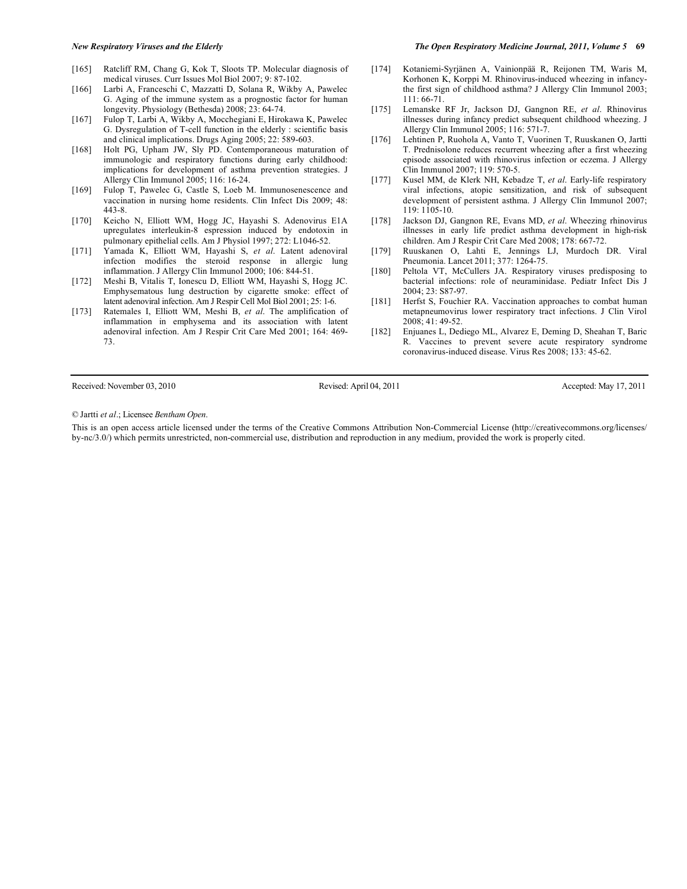[165] Ratcliff RM, Chang G, Kok T, Sloots TP. Molecular diagnosis of medical viruses. Curr Issues Mol Biol 2007; 9: 87-102.

[166] Larbi A, Franceschi C, Mazzatti D, Solana R, Wikby A, Pawelec G. Aging of the immune system as a prognostic factor for human longevity. Physiology (Bethesda) 2008; 23: 64-74.

[167] Fulop T, Larbi A, Wikby A, Mocchegiani E, Hirokawa K, Pawelec G. Dysregulation of T-cell function in the elderly : scientific basis and clinical implications. Drugs Aging 2005; 22: 589-603.

[168] Holt PG, Upham JW, Sly PD. Contemporaneous maturation of immunologic and respiratory functions during early childhood: implications for development of asthma prevention strategies. J Allergy Clin Immunol 2005; 116: 16-24.

[169] Fulop T, Pawelec G, Castle S, Loeb M. Immunosenescence and vaccination in nursing home residents. Clin Infect Dis 2009; 48: 443-8.

[170] Keicho N, Elliott WM, Hogg JC, Hayashi S. Adenovirus E1A upregulates interleukin-8 espression induced by endotoxin in pulmonary epithelial cells. Am J Physiol 1997; 272: L1046-52.

[171] Yamada K, Elliott WM, Hayashi S, *et al*. Latent adenoviral infection modifies the steroid response in allergic lung inflammation. J Allergy Clin Immunol 2000; 106: 844-51.

[172] Meshi B, Vitalis T, Ionescu D, Elliott WM, Hayashi S, Hogg JC. Emphysematous lung destruction by cigarette smoke: effect of latent adenoviral infection. Am J Respir Cell Mol Biol 2001; 25: 1-6.

[173] Ratemales I, Elliott WM, Meshi B, *et al*. The amplification of inflammation in emphysema and its association with latent adenoviral infection. Am J Respir Crit Care Med 2001; 164: 469-73.

[174] Kotaniemi-Syrjänen A, Vainionpää R, Reijonen TM, Waris M, Korhonen K, Korppi M. Rhinovirus-induced wheezing in infancy-the first sign of childhood asthma? J Allergy Clin Immunol 2003; 111: 66-71.

[175] Lemanske RF Jr, Jackson DJ, Gangnon RE, *et al*. Rhinovirus illnesses during infancy predict subsequent childhood wheezing. J Allergy Clin Immunol 2005; 116: 571-7.

[176] Lehtinen P, Ruohola A, Vanto T, Vuorinen T, Ruuskanen O, Jartti T. Prednisolone reduces recurrent wheezing after a first wheezing episode associated with rhinovirus infection or eczema. J Allergy Clin Immunol 2007; 119: 570-5.

[177] Kusel MM, de Klerk NH, Kebadze T, *et al*. Early-life respiratory viral infections, atopic sensitization, and risk of subsequent development of persistent asthma. J Allergy Clin Immunol 2007; 119: 1105-10.

[178] Jackson DJ, Gangnon RE, Evans MD, *et al*. Wheezing rhinovirus illnesses in early life predict asthma development in high-risk children. Am J Respir Crit Care Med 2008; 178: 667-72.

[179] Ruuskanen O, Lahti E, Jennings LJ, Murdoch DR. Viral Pneumonia. Lancet 2011; 377: 1264-75.

[180] Peltola VT, McCullers JA. Respiratory viruses predisposing to bacterial infections: role of neuraminidase. Pediatr Infect Dis J 2004; 23: S87-97.

[181] Herfst S, Fouchier RA. Vaccination approaches to combat human metapneumovirus lower respiratory tract infections. J Clin Virol 2008; 41: 49-52.

[182] Enjuanes L, Dediego ML, Alvarez E, Deming D, Sheahan T, Baric R. Vaccines to prevent severe acute respiratory syndrome coronavirus-induced disease. Virus Res 2008; 133: 45-62.

Received: November 03, 2010 Revised: April 04, 2011 Accepted: May 17, 2011

© Jartti *et al*.; Licensee *Bentham Open*.

This is an open access article licensed under the terms of the Creative Commons Attribution Non-Commercial License (http://creativecommons.org/licenses/by-nc/3.0/) which permits unrestricted, non-commercial use, distribution and reproduction in any medium, provided the work is properly cited.